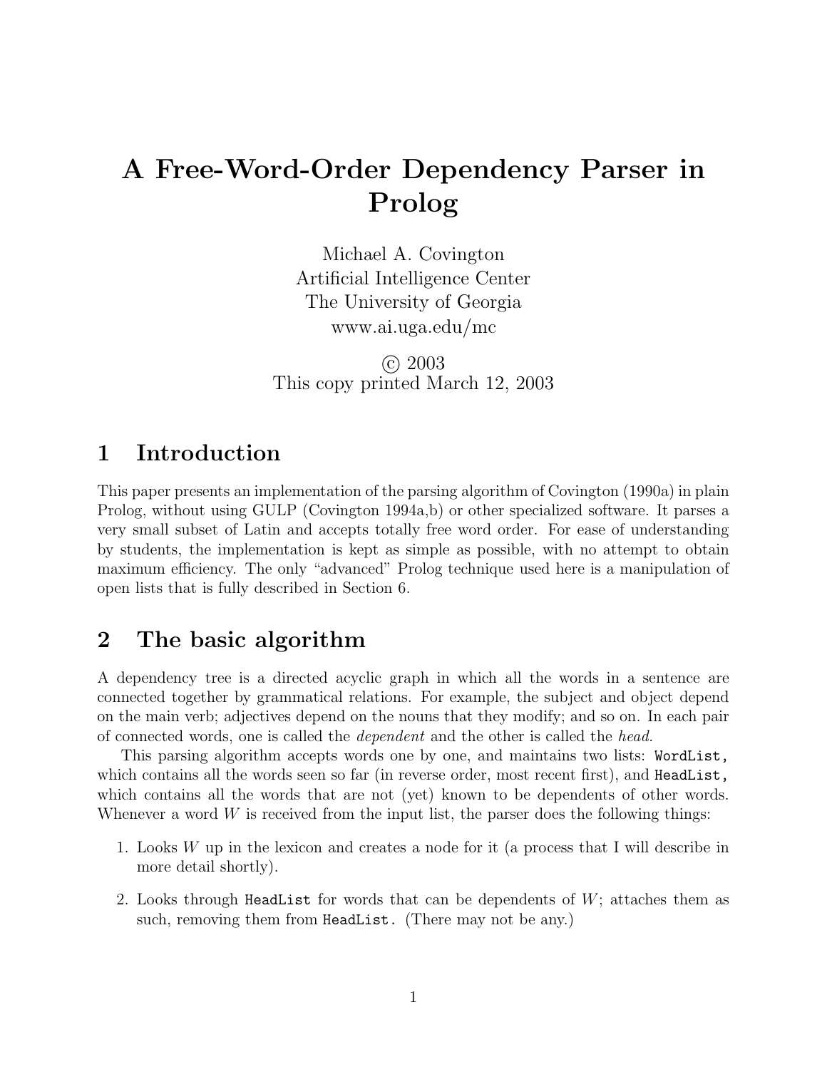# A Free-Word-Order Dependency Parser in Prolog

Michael A. Covington
Artificial Intelligence Center
The University of Georgia
www.ai.uga.edu/mc

© 2003
This copy printed March 12, 2003

## 1 Introduction

This paper presents an implementation of the parsing algorithm of Covington (1990a) in plain Prolog, without using GULP (Covington 1994a,b) or other specialized software. It parses a very small subset of Latin and accepts totally free word order. For ease of understanding by students, the implementation is kept as simple as possible, with no attempt to obtain maximum efficiency. The only "advanced" Prolog technique used here is a manipulation of open lists that is fully described in Section 6.

## 2 The basic algorithm

A dependency tree is a directed acyclic graph in which all the words in a sentence are connected together by grammatical relations. For example, the subject and object depend on the main verb; adjectives depend on the nouns that they modify; and so on. In each pair of connected words, one is called the *dependent* and the other is called the *head.*

This parsing algorithm accepts words one by one, and maintains two lists: `WordList,` which contains all the words seen so far (in reverse order, most recent first), and `HeadList,` which contains all the words that are not (yet) known to be dependents of other words. Whenever a word $W$ is received from the input list, the parser does the following things:

1. Looks $W$ up in the lexicon and creates a node for it (a process that I will describe in more detail shortly).
2. Looks through `HeadList` for words that can be dependents of $W$; attaches them as such, removing them from `HeadList.` (There may not be any.)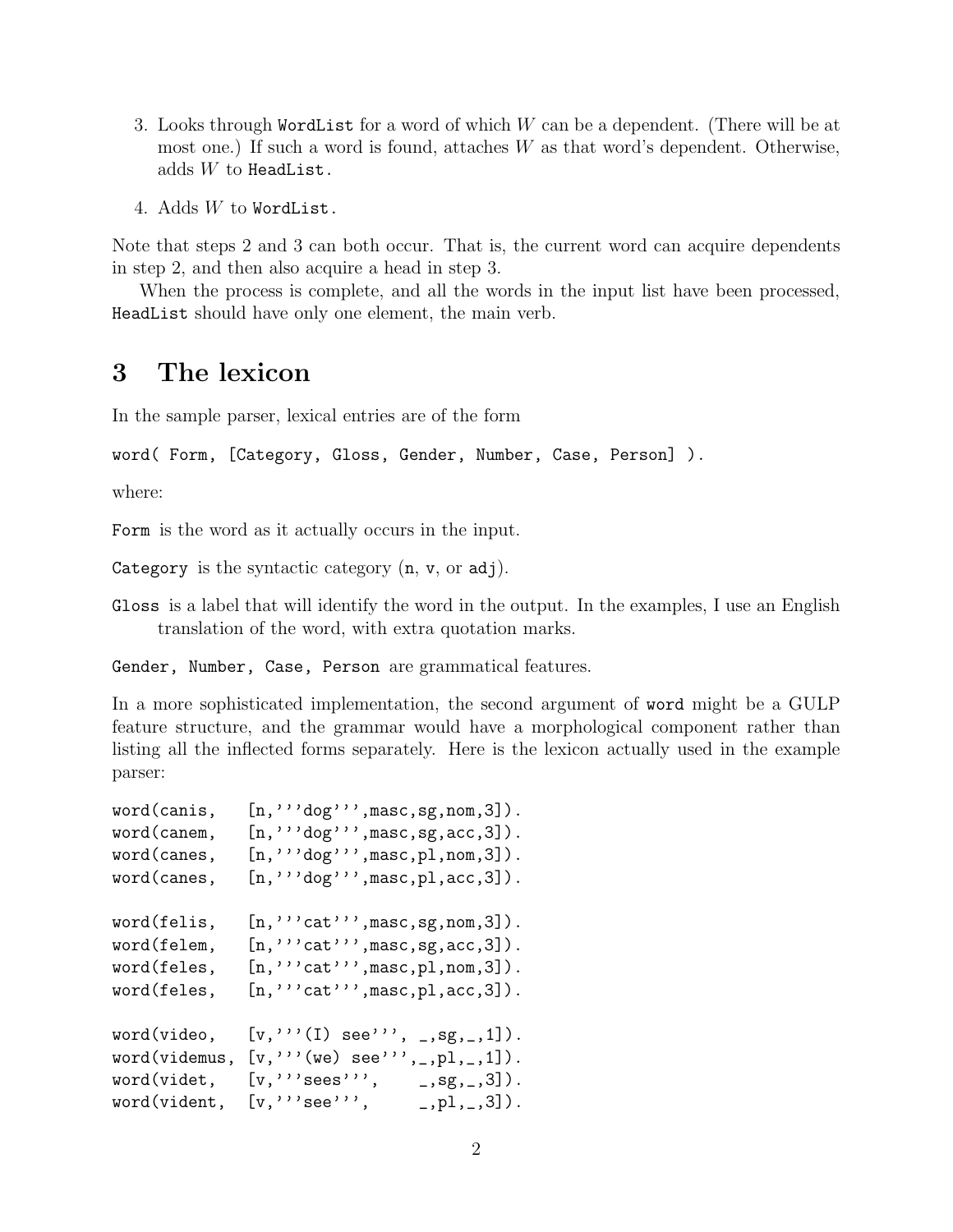3. Looks through `WordList` for a word of which $W$ can be a dependent. (There will be at most one.) If such a word is found, attaches $W$ as that word's dependent. Otherwise, adds $W$ to `HeadList`.
4. Adds $W$ to `WordList`.

Note that steps 2 and 3 can both occur. That is, the current word can acquire dependents in step 2, and then also acquire a head in step 3.

When the process is complete, and all the words in the input list have been processed, `HeadList` should have only one element, the main verb.

## 3 The lexicon

In the sample parser, lexical entries are of the form

```
word( Form, [Category, Gloss, Gender, Number, Case, Person] ).
```

where:

`Form` is the word as it actually occurs in the input.

`Category` is the syntactic category (`n`, `v`, or `adj`).

`Gloss` is a label that will identify the word in the output. In the examples, I use an English translation of the word, with extra quotation marks.

`Gender, Number, Case, Person` are grammatical features.

In a more sophisticated implementation, the second argument of `word` might be a GULP feature structure, and the grammar would have a morphological component rather than listing all the inflected forms separately. Here is the lexicon actually used in the example parser:

```
word(canis,   [n,'''dog''',masc,sg,nom,3]).
word(canem,   [n,'''dog''',masc,sg,acc,3]).
word(canes,   [n,'''dog''',masc,pl,nom,3]).
word(canes,   [n,'''dog''',masc,pl,acc,3]).

word(felis,   [n,'''cat''',masc,sg,nom,3]).
word(felem,   [n,'''cat''',masc,sg,acc,3]).
word(feles,   [n,'''cat''',masc,pl,nom,3]).
word(feles,   [n,'''cat''',masc,pl,acc,3]).

word(video,   [v,'''(I) see''', _,sg,_,1]).
word(videmus, [v,'''(we) see''',_,pl,_,1]).
word(videt,   [v,'''sees''',    _,sg,_,3]).
word(vident,  [v,'''see''',     _,pl,_,3]).
```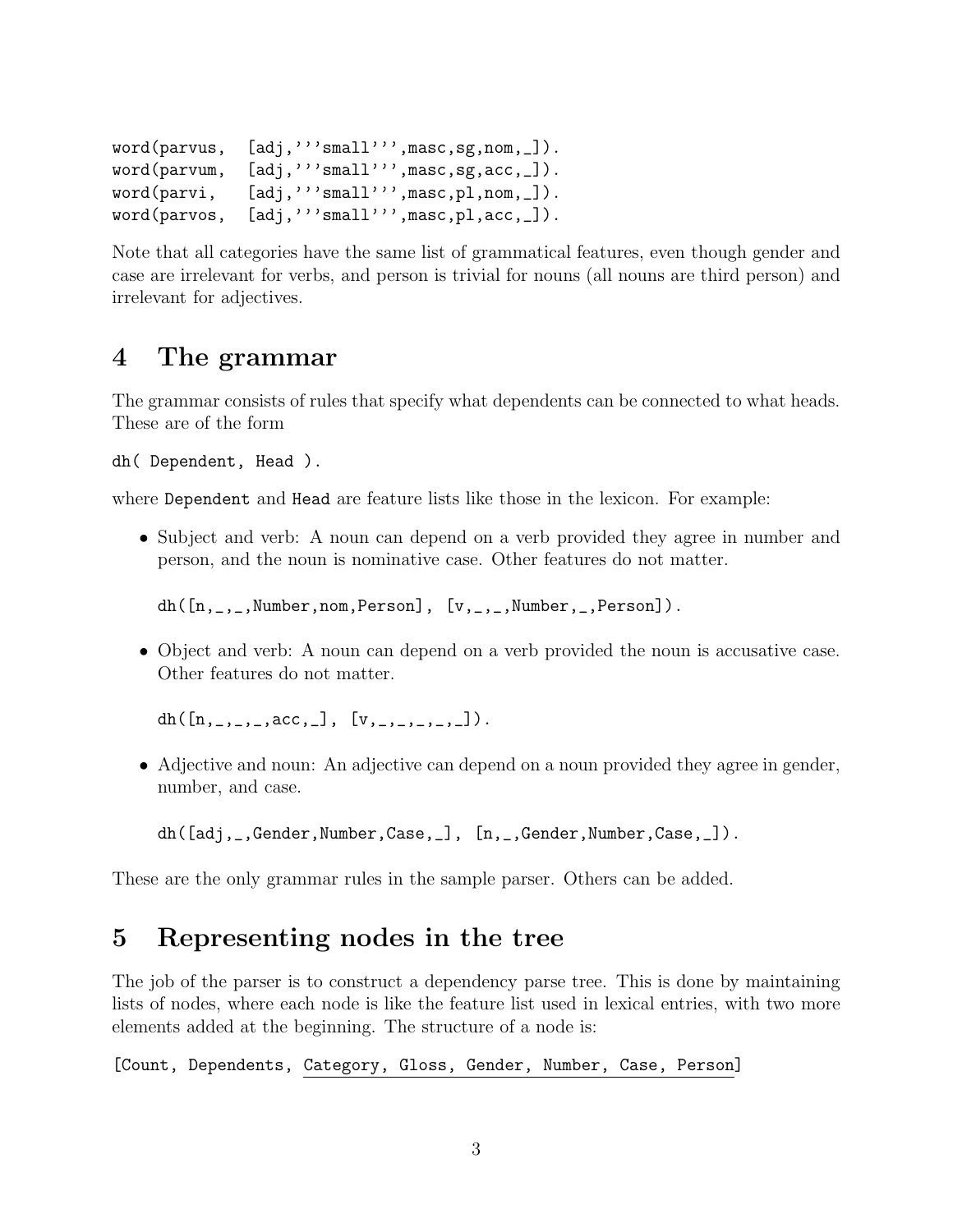```
word(parvus,  [adj,'''small''',masc,sg,nom,_]).
word(parvum,  [adj,'''small''',masc,sg,acc,_]).
word(parvi,   [adj,'''small''',masc,pl,nom,_]).
word(parvos,  [adj,'''small''',masc,pl,acc,_]).
```

Note that all categories have the same list of grammatical features, even though gender and case are irrelevant for verbs, and person is trivial for nouns (all nouns are third person) and irrelevant for adjectives.

## 4 The grammar

The grammar consists of rules that specify what dependents can be connected to what heads. These are of the form

```
dh( Dependent, Head ).
```

where `Dependent` and `Head` are feature lists like those in the lexicon. For example:

- Subject and verb: A noun can depend on a verb provided they agree in number and person, and the noun is nominative case. Other features do not matter.

  ```
  dh([n,_,_,Number,nom,Person], [v,_,_,Number,_,Person]).
  ```

- Object and verb: A noun can depend on a verb provided the noun is accusative case. Other features do not matter.

  ```
  dh([n,_,_,_,acc,_], [v,_,_,_,_,_]).
  ```

- Adjective and noun: An adjective can depend on a noun provided they agree in gender, number, and case.

  ```
  dh([adj,_,Gender,Number,Case,_], [n,_,Gender,Number,Case,_]).
  ```

These are the only grammar rules in the sample parser. Others can be added.

## 5 Representing nodes in the tree

The job of the parser is to construct a dependency parse tree. This is done by maintaining lists of nodes, where each node is like the feature list used in lexical entries, with two more elements added at the beginning. The structure of a node is:

```
[Count, Dependents, Category, Gloss, Gender, Number, Case, Person]
```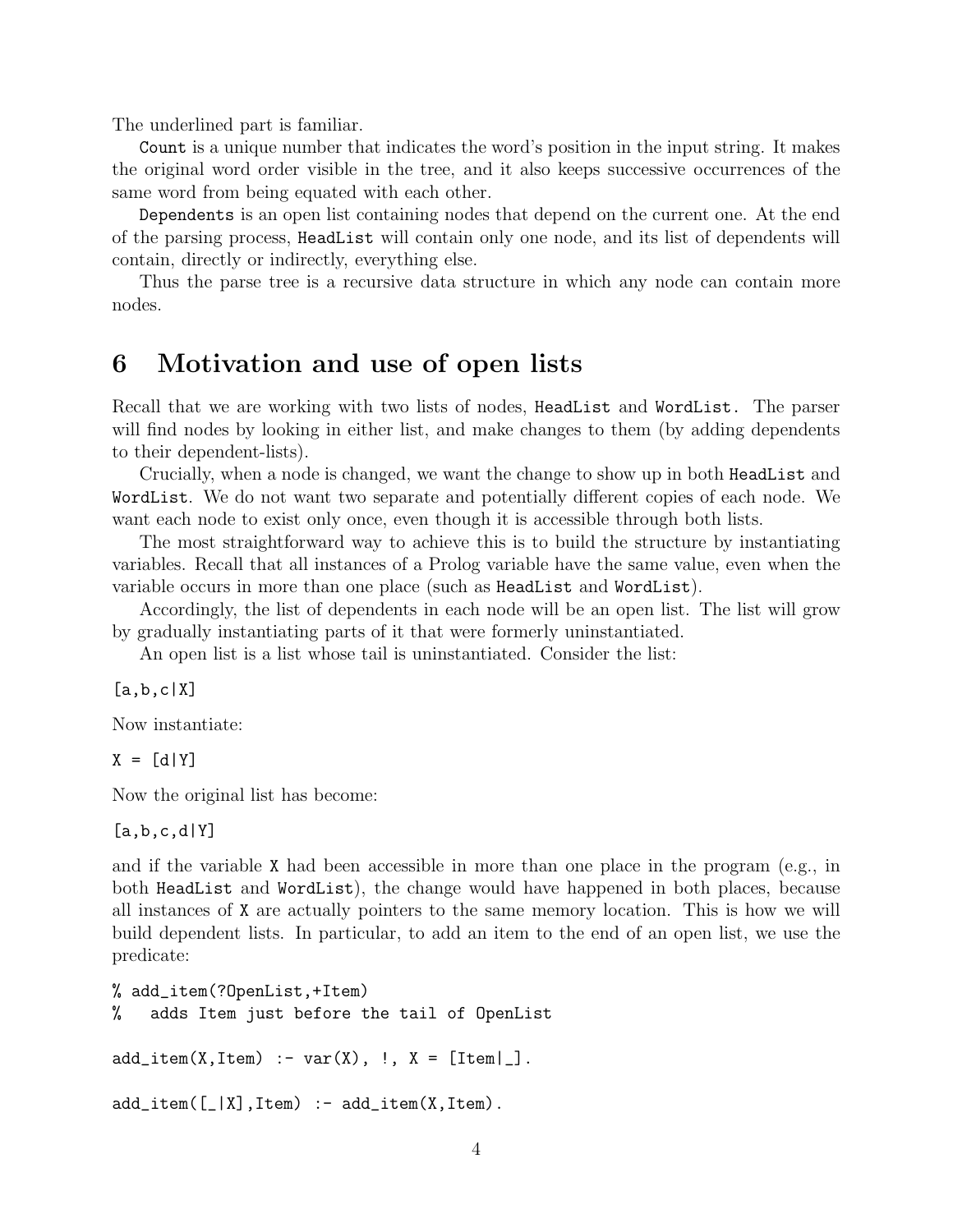The underlined part is familiar.

`Count` is a unique number that indicates the word's position in the input string. It makes the original word order visible in the tree, and it also keeps successive occurrences of the same word from being equated with each other.

`Dependents` is an open list containing nodes that depend on the current one. At the end of the parsing process, `HeadList` will contain only one node, and its list of dependents will contain, directly or indirectly, everything else.

Thus the parse tree is a recursive data structure in which any node can contain more nodes.

## 6 Motivation and use of open lists

Recall that we are working with two lists of nodes, `HeadList` and `WordList.` The parser will find nodes by looking in either list, and make changes to them (by adding dependents to their dependent-lists).

Crucially, when a node is changed, we want the change to show up in both `HeadList` and `WordList`. We do not want two separate and potentially different copies of each node. We want each node to exist only once, even though it is accessible through both lists.

The most straightforward way to achieve this is to build the structure by instantiating variables. Recall that all instances of a Prolog variable have the same value, even when the variable occurs in more than one place (such as `HeadList` and `WordList`).

Accordingly, the list of dependents in each node will be an open list. The list will grow by gradually instantiating parts of it that were formerly uninstantiated.

An open list is a list whose tail is uninstantiated. Consider the list:

```
[a,b,c|X]
```

Now instantiate:

```
X = [d|Y]
```

Now the original list has become:

```
[a,b,c,d|Y]
```

and if the variable `X` had been accessible in more than one place in the program (e.g., in both `HeadList` and `WordList`), the change would have happened in both places, because all instances of `X` are actually pointers to the same memory location. This is how we will build dependent lists. In particular, to add an item to the end of an open list, we use the predicate:

```
% add_item(?OpenList,+Item)
%   adds Item just before the tail of OpenList

add_item(X,Item) :- var(X), !, X = [Item|_].

add_item([_|X],Item) :- add_item(X,Item).
```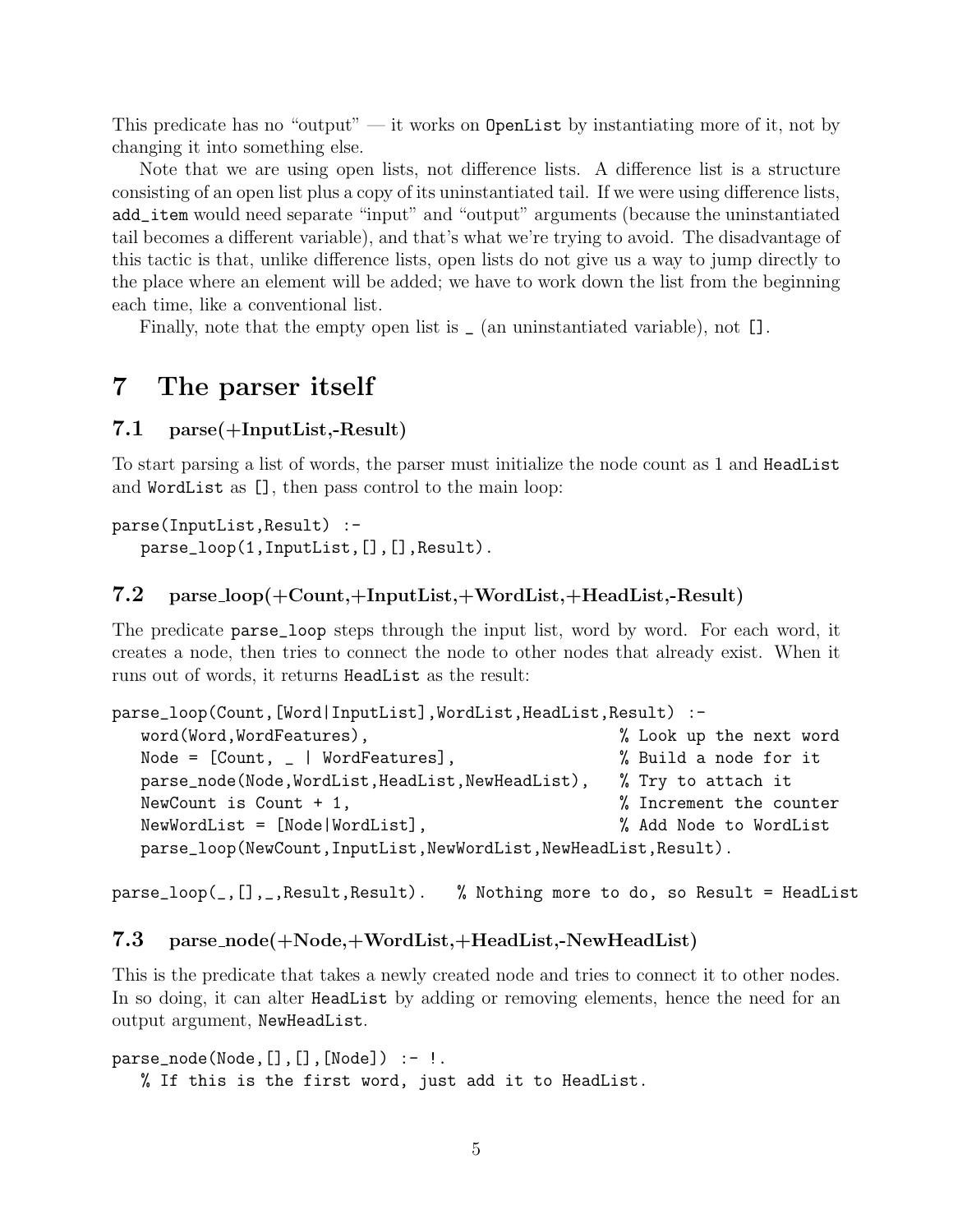This predicate has no "output" — it works on `OpenList` by instantiating more of it, not by changing it into something else.

Note that we are using open lists, not difference lists. A difference list is a structure consisting of an open list plus a copy of its uninstantiated tail. If we were using difference lists, `add_item` would need separate "input" and "output" arguments (because the uninstantiated tail becomes a different variable), and that's what we're trying to avoid. The disadvantage of this tactic is that, unlike difference lists, open lists do not give us a way to jump directly to the place where an element will be added; we have to work down the list from the beginning each time, like a conventional list.

Finally, note that the empty open list is `_` (an uninstantiated variable), not `[]`.

# 7 The parser itself

## 7.1 parse(+InputList,-Result)

To start parsing a list of words, the parser must initialize the node count as 1 and `HeadList` and `WordList` as `[]`, then pass control to the main loop:

```
parse(InputList,Result) :-
   parse_loop(1,InputList,[],[],Result).
```

## 7.2 parse_loop(+Count,+InputList,+WordList,+HeadList,-Result)

The predicate `parse_loop` steps through the input list, word by word. For each word, it creates a node, then tries to connect the node to other nodes that already exist. When it runs out of words, it returns `HeadList` as the result:

```
parse_loop(Count,[Word|InputList],WordList,HeadList,Result) :-
   word(Word,WordFeatures),                        % Look up the next word
   Node = [Count, _ | WordFeatures],               % Build a node for it
   parse_node(Node,WordList,HeadList,NewHeadList), % Try to attach it
   NewCount is Count + 1,                          % Increment the counter
   NewWordList = [Node|WordList],                  % Add Node to WordList
   parse_loop(NewCount,InputList,NewWordList,NewHeadList,Result).

parse_loop(_,[],_,Result,Result).   % Nothing more to do, so Result = HeadList
```

## 7.3 parse_node(+Node,+WordList,+HeadList,-NewHeadList)

This is the predicate that takes a newly created node and tries to connect it to other nodes. In so doing, it can alter `HeadList` by adding or removing elements, hence the need for an output argument, `NewHeadList`.

```
parse_node(Node,[],[],[Node]) :- !.
   % If this is the first word, just add it to HeadList.
```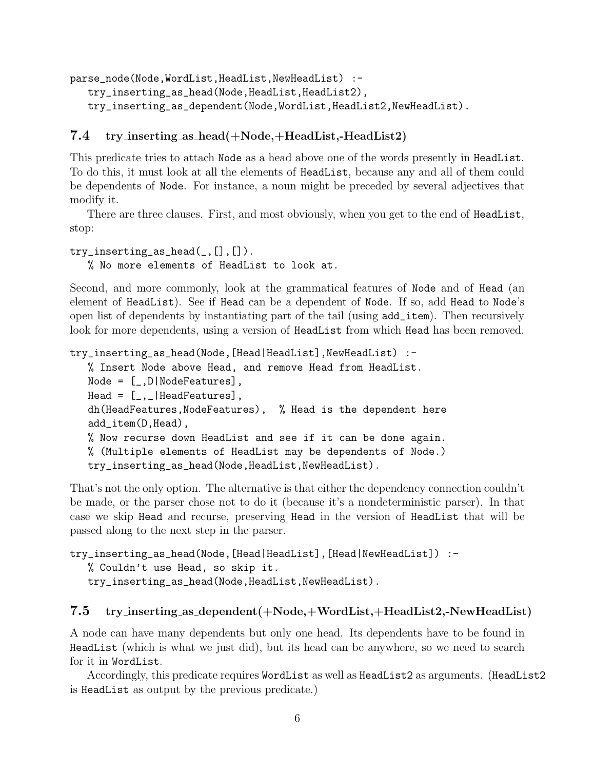```
parse_node(Node,WordList,HeadList,NewHeadList) :-
   try_inserting_as_head(Node,HeadList,HeadList2),
   try_inserting_as_dependent(Node,WordList,HeadList2,NewHeadList).
```

### 7.4 try_inserting_as_head(+Node,+HeadList,-HeadList2)

This predicate tries to attach Node as a head above one of the words presently in HeadList. To do this, it must look at all the elements of HeadList, because any and all of them could be dependents of Node. For instance, a noun might be preceded by several adjectives that modify it.

There are three clauses. First, and most obviously, when you get to the end of HeadList, stop:

```
try_inserting_as_head(_,[],[]).
   % No more elements of HeadList to look at.
```

Second, and more commonly, look at the grammatical features of Node and of Head (an element of HeadList). See if Head can be a dependent of Node. If so, add Head to Node's open list of dependents by instantiating part of the tail (using add_item). Then recursively look for more dependents, using a version of HeadList from which Head has been removed.

```
try_inserting_as_head(Node,[Head|HeadList],NewHeadList) :-
   % Insert Node above Head, and remove Head from HeadList.
   Node = [_,D|NodeFeatures],
   Head = [_,_|HeadFeatures],
   dh(HeadFeatures,NodeFeatures),  % Head is the dependent here
   add_item(D,Head),
   % Now recurse down HeadList and see if it can be done again.
   % (Multiple elements of HeadList may be dependents of Node.)
   try_inserting_as_head(Node,HeadList,NewHeadList).
```

That's not the only option. The alternative is that either the dependency connection couldn't be made, or the parser chose not to do it (because it's a nondeterministic parser). In that case we skip Head and recurse, preserving Head in the version of HeadList that will be passed along to the next step in the parser.

```
try_inserting_as_head(Node,[Head|HeadList],[Head|NewHeadList]) :-
   % Couldn't use Head, so skip it.
   try_inserting_as_head(Node,HeadList,NewHeadList).
```

### 7.5 try_inserting_as_dependent(+Node,+WordList,+HeadList2,-NewHeadList)

A node can have many dependents but only one head. Its dependents have to be found in HeadList (which is what we just did), but its head can be anywhere, so we need to search for it in WordList.

Accordingly, this predicate requires WordList as well as HeadList2 as arguments. (HeadList2 is HeadList as output by the previous predicate.)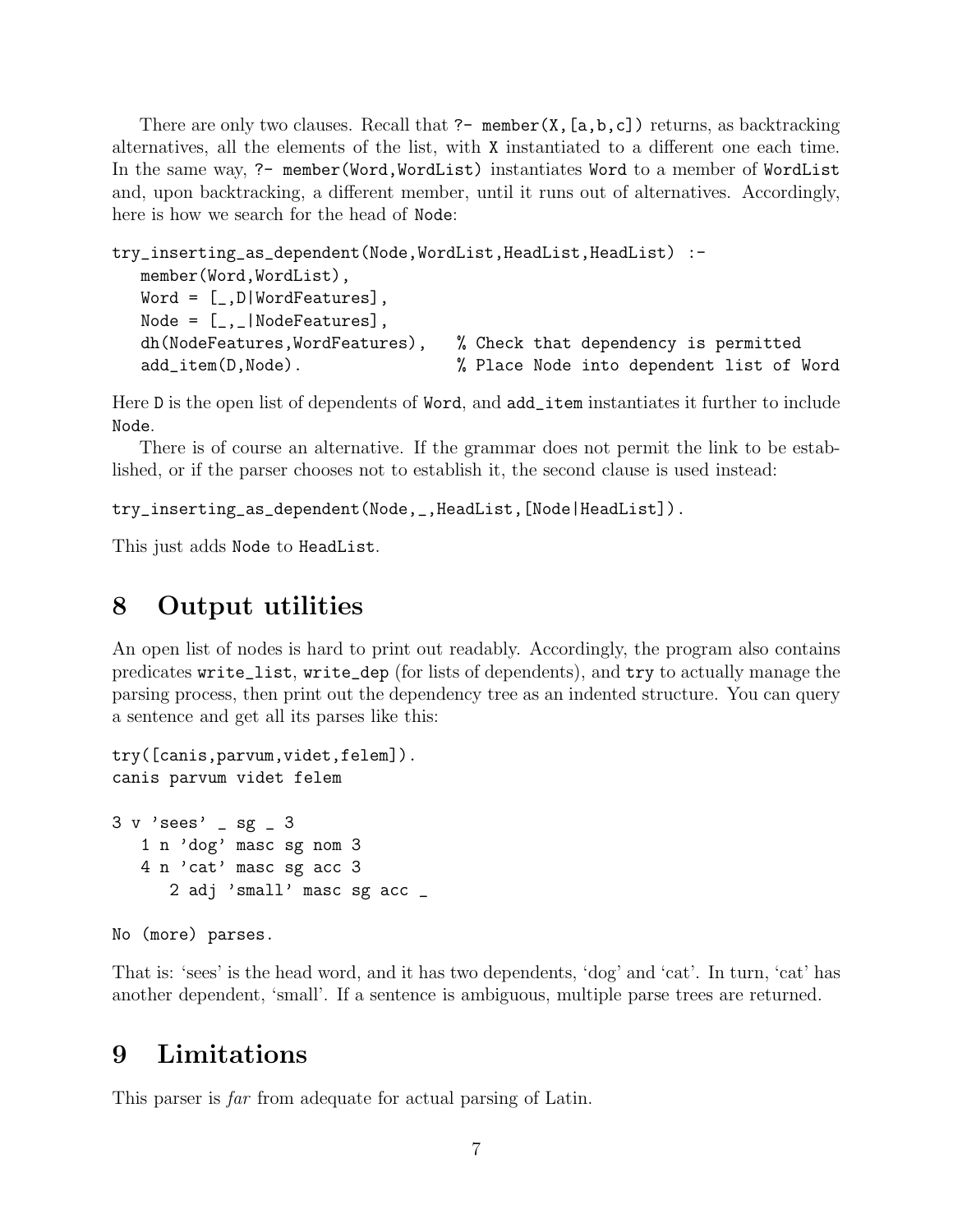There are only two clauses. Recall that `?- member(X,[a,b,c])` returns, as backtracking alternatives, all the elements of the list, with `X` instantiated to a different one each time. In the same way, `?- member(Word,WordList)` instantiates `Word` to a member of `WordList` and, upon backtracking, a different member, until it runs out of alternatives. Accordingly, here is how we search for the head of `Node`:

```
try_inserting_as_dependent(Node,WordList,HeadList,HeadList) :-
   member(Word,WordList),
   Word = [_,D|WordFeatures],
   Node = [_,_|NodeFeatures],
   dh(NodeFeatures,WordFeatures),   % Check that dependency is permitted
   add_item(D,Node).                % Place Node into dependent list of Word
```

Here `D` is the open list of dependents of `Word`, and `add_item` instantiates it further to include `Node`.

There is of course an alternative. If the grammar does not permit the link to be established, or if the parser chooses not to establish it, the second clause is used instead:

```
try_inserting_as_dependent(Node,_,HeadList,[Node|HeadList]).
```

This just adds `Node` to `HeadList`.

# 8 Output utilities

An open list of nodes is hard to print out readably. Accordingly, the program also contains predicates `write_list`, `write_dep` (for lists of dependents), and `try` to actually manage the parsing process, then print out the dependency tree as an indented structure. You can query a sentence and get all its parses like this:

```
try([canis,parvum,videt,felem]).
canis parvum videt felem

3 v 'sees' _ sg _ 3
   1 n 'dog' masc sg nom 3
   4 n 'cat' masc sg acc 3
      2 adj 'small' masc sg acc _

No (more) parses.
```

That is: 'sees' is the head word, and it has two dependents, 'dog' and 'cat'. In turn, 'cat' has another dependent, 'small'. If a sentence is ambiguous, multiple parse trees are returned.

# 9 Limitations

This parser is *far* from adequate for actual parsing of Latin.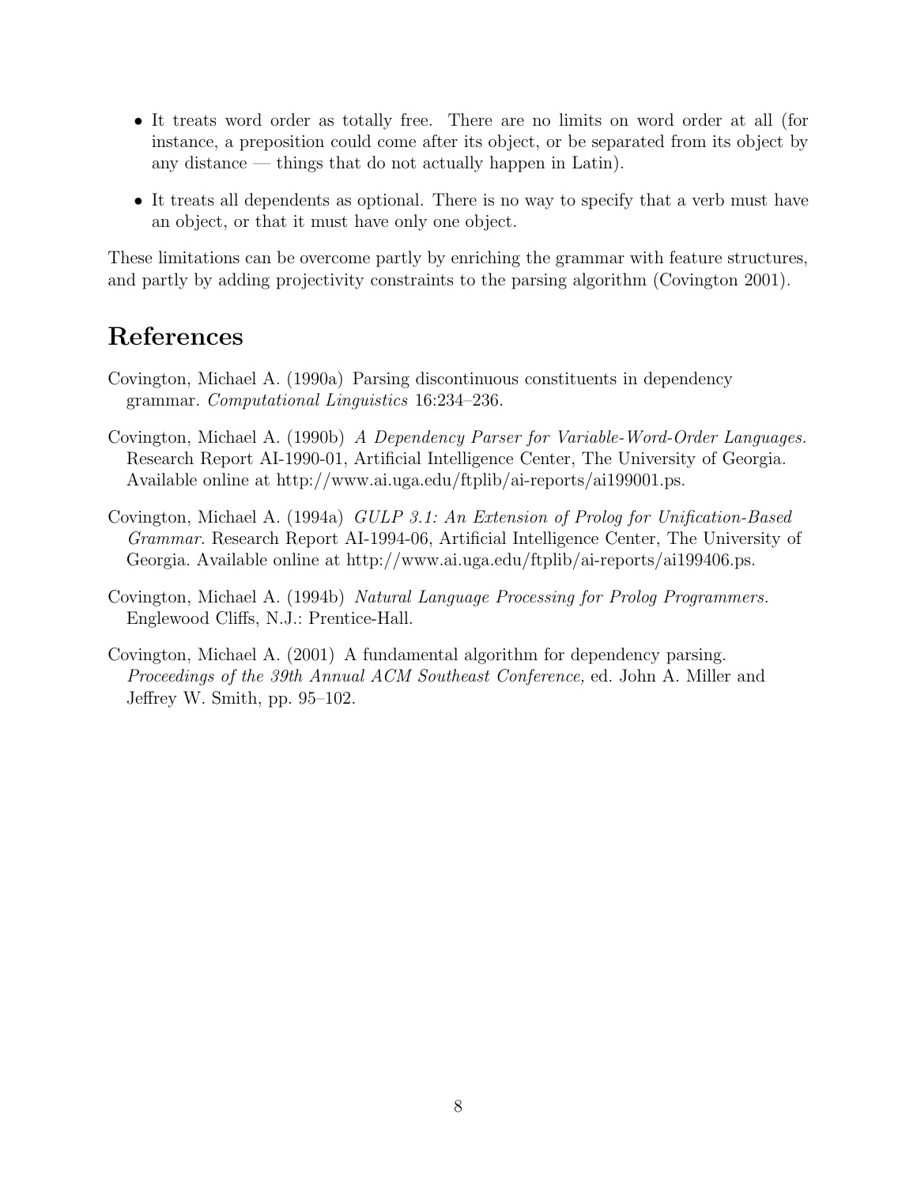- It treats word order as totally free. There are no limits on word order at all (for instance, a preposition could come after its object, or be separated from its object by any distance — things that do not actually happen in Latin).
- It treats all dependents as optional. There is no way to specify that a verb must have an object, or that it must have only one object.

These limitations can be overcome partly by enriching the grammar with feature structures, and partly by adding projectivity constraints to the parsing algorithm (Covington 2001).

# References

Covington, Michael A. (1990a) Parsing discontinuous constituents in dependency grammar. *Computational Linguistics* 16:234–236.

Covington, Michael A. (1990b) *A Dependency Parser for Variable-Word-Order Languages.* Research Report AI-1990-01, Artificial Intelligence Center, The University of Georgia. Available online at http://www.ai.uga.edu/ftplib/ai-reports/ai199001.ps.

Covington, Michael A. (1994a) *GULP 3.1: An Extension of Prolog for Unification-Based Grammar.* Research Report AI-1994-06, Artificial Intelligence Center, The University of Georgia. Available online at http://www.ai.uga.edu/ftplib/ai-reports/ai199406.ps.

Covington, Michael A. (1994b) *Natural Language Processing for Prolog Programmers.* Englewood Cliffs, N.J.: Prentice-Hall.

Covington, Michael A. (2001) A fundamental algorithm for dependency parsing. *Proceedings of the 39th Annual ACM Southeast Conference,* ed. John A. Miller and Jeffrey W. Smith, pp. 95–102.